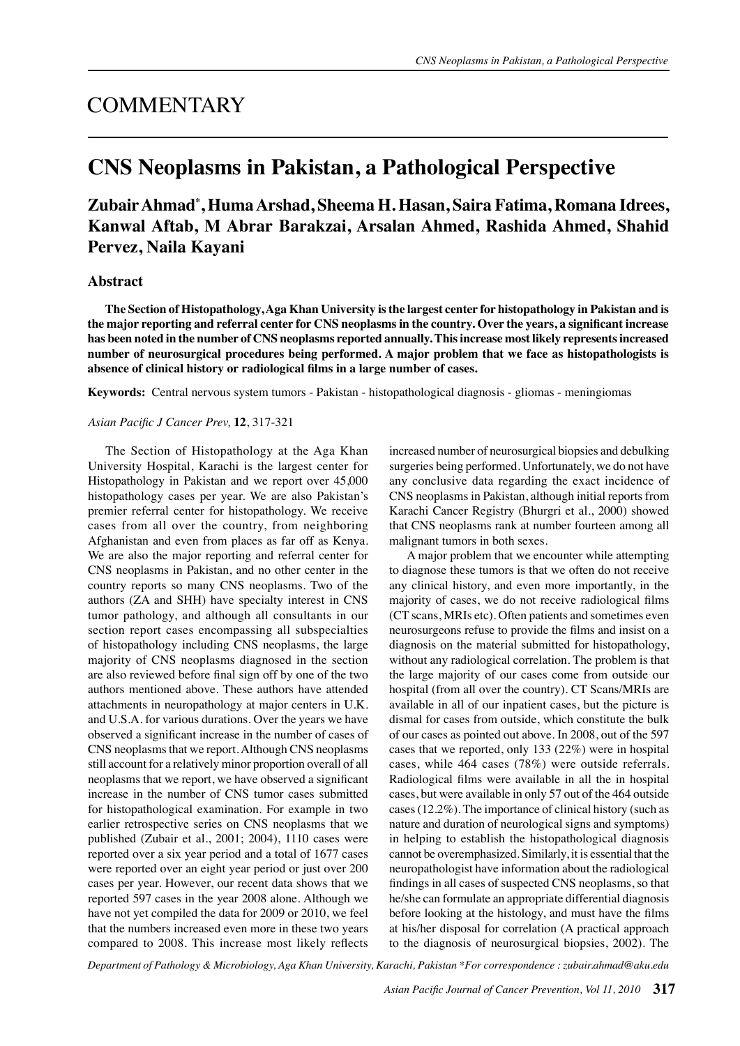## COMMENTARY

# CNS Neoplasms in Pakistan, a Pathological Perspective

**Zubair Ahmad*, Huma Arshad, Sheema H. Hasan, Saira Fatima, Romana Idrees, Kanwal Aftab, M Abrar Barakzai, Arsalan Ahmed, Rashida Ahmed, Shahid Pervez, Naila Kayani**

### Abstract

**The Section of Histopathology, Aga Khan University is the largest center for histopathology in Pakistan and is the major reporting and referral center for CNS neoplasms in the country. Over the years, a significant increase has been noted in the number of CNS neoplasms reported annually. This increase most likely represents increased number of neurosurgical procedures being performed. A major problem that we face as histopathologists is absence of clinical history or radiological films in a large number of cases.**

**Keywords:** Central nervous system tumors - Pakistan - histopathological diagnosis - gliomas - meningiomas

*Asian Pacific J Cancer Prev,* **12**, 317-321

The Section of Histopathology at the Aga Khan University Hospital, Karachi is the largest center for Histopathology in Pakistan and we report over 45,000 histopathology cases per year. We are also Pakistan's premier referral center for histopathology. We receive cases from all over the country, from neighboring Afghanistan and even from places as far off as Kenya. We are also the major reporting and referral center for CNS neoplasms in Pakistan, and no other center in the country reports so many CNS neoplasms. Two of the authors (ZA and SHH) have specialty interest in CNS tumor pathology, and although all consultants in our section report cases encompassing all subspecialties of histopathology including CNS neoplasms, the large majority of CNS neoplasms diagnosed in the section are also reviewed before final sign off by one of the two authors mentioned above. These authors have attended attachments in neuropathology at major centers in U.K. and U.S.A. for various durations. Over the years we have observed a significant increase in the number of cases of CNS neoplasms that we report. Although CNS neoplasms still account for a relatively minor proportion overall of all neoplasms that we report, we have observed a significant increase in the number of CNS tumor cases submitted for histopathological examination. For example in two earlier retrospective series on CNS neoplasms that we published (Zubair et al., 2001; 2004), 1110 cases were reported over a six year period and a total of 1677 cases were reported over an eight year period or just over 200 cases per year. However, our recent data shows that we reported 597 cases in the year 2008 alone. Although we have not yet compiled the data for 2009 or 2010, we feel that the numbers increased even more in these two years compared to 2008. This increase most likely reflects increased number of neurosurgical biopsies and debulking surgeries being performed. Unfortunately, we do not have any conclusive data regarding the exact incidence of CNS neoplasms in Pakistan, although initial reports from Karachi Cancer Registry (Bhurgri et al., 2000) showed that CNS neoplasms rank at number fourteen among all malignant tumors in both sexes.

A major problem that we encounter while attempting to diagnose these tumors is that we often do not receive any clinical history, and even more importantly, in the majority of cases, we do not receive radiological films (CT scans, MRIs etc). Often patients and sometimes even neurosurgeons refuse to provide the films and insist on a diagnosis on the material submitted for histopathology, without any radiological correlation. The problem is that the large majority of our cases come from outside our hospital (from all over the country). CT Scans/MRIs are available in all of our inpatient cases, but the picture is dismal for cases from outside, which constitute the bulk of our cases as pointed out above. In 2008, out of the 597 cases that we reported, only 133 (22%) were in hospital cases, while 464 cases (78%) were outside referrals. Radiological films were available in all the in hospital cases, but were available in only 57 out of the 464 outside cases (12.2%). The importance of clinical history (such as nature and duration of neurological signs and symptoms) in helping to establish the histopathological diagnosis cannot be overemphasized. Similarly, it is essential that the neuropathologist have information about the radiological findings in all cases of suspected CNS neoplasms, so that he/she can formulate an appropriate differential diagnosis before looking at the histology, and must have the films at his/her disposal for correlation (A practical approach to the diagnosis of neurosurgical biopsies, 2002). The

*Department of Pathology & Microbiology, Aga Khan University, Karachi, Pakistan *For correspondence : zubair.ahmad@aku.edu*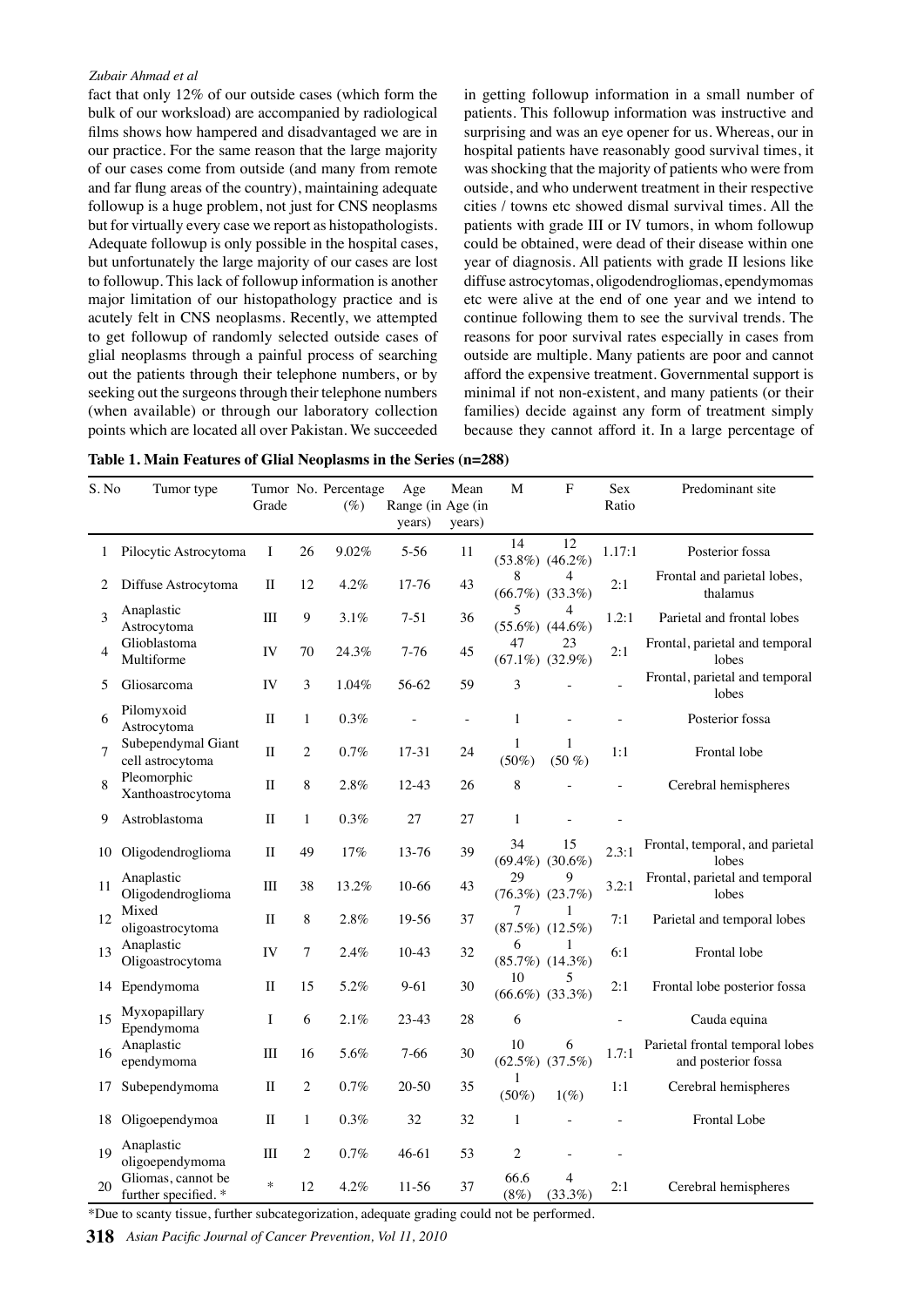fact that only 12% of our outside cases (which form the bulk of our worksload) are accompanied by radiological films shows how hampered and disadvantaged we are in our practice. For the same reason that the large majority of our cases come from outside (and many from remote and far flung areas of the country), maintaining adequate followup is a huge problem, not just for CNS neoplasms but for virtually every case we report as histopathologists. Adequate followup is only possible in the hospital cases, but unfortunately the large majority of our cases are lost to followup. This lack of followup information is another major limitation of our histopathology practice and is acutely felt in CNS neoplasms. Recently, we attempted to get followup of randomly selected outside cases of glial neoplasms through a painful process of searching out the patients through their telephone numbers, or by seeking out the surgeons through their telephone numbers (when available) or through our laboratory collection points which are located all over Pakistan. We succeeded in getting followup information in a small number of patients. This followup information was instructive and surprising and was an eye opener for us. Whereas, our in hospital patients have reasonably good survival times, it was shocking that the majority of patients who were from outside, and who underwent treatment in their respective cities / towns etc showed dismal survival times. All the patients with grade III or IV tumors, in whom followup could be obtained, were dead of their disease within one year of diagnosis. All patients with grade II lesions like diffuse astrocytomas, oligodendrogliomas, ependymomas etc were alive at the end of one year and we intend to continue following them to see the survival trends. The reasons for poor survival rates especially in cases from outside are multiple. Many patients are poor and cannot afford the expensive treatment. Governmental support is minimal if not non-existent, and many patients (or their families) decide against any form of treatment simply because they cannot afford it. In a large percentage of

**Table 1. Main Features of Glial Neoplasms in the Series (n=288)**

| S. No | Tumor type | Tumor Grade | No. | Percentage (%) | Age Range (in years) | Mean Age (in years) | M | F | Sex Ratio | Predominant site |
|---|---|---|---|---|---|---|---|---|---|---|
| 1 | Pilocytic Astrocytoma | I | 26 | 9.02% | 5-56 | 11 | 14 (53.8%) | 12 (46.2%) | 1.17:1 | Posterior fossa |
| 2 | Diffuse Astrocytoma | II | 12 | 4.2% | 17-76 | 43 | 8 (66.7%) | 4 (33.3%) | 2:1 | Frontal and parietal lobes, thalamus |
| 3 | Anaplastic Astrocytoma | III | 9 | 3.1% | 7-51 | 36 | 5 (55.6%) | 4 (44.6%) | 1.2:1 | Parietal and frontal lobes |
| 4 | Glioblastoma Multiforme | IV | 70 | 24.3% | 7-76 | 45 | 47 (67.1%) | 23 (32.9%) | 2:1 | Frontal, parietal and temporal lobes |
| 5 | Gliosarcoma | IV | 3 | 1.04% | 56-62 | 59 | 3 | - | - | Frontal, parietal and temporal lobes |
| 6 | Pilomyxoid Astrocytoma | II | 1 | 0.3% | - | - | 1 | - | - | Posterior fossa |
| 7 | Subependymal Giant cell astrocytoma | II | 2 | 0.7% | 17-31 | 24 | 1 (50%) | 1 (50 %) | 1:1 | Frontal lobe |
| 8 | Pleomorphic Xanthoastrocytoma | II | 8 | 2.8% | 12-43 | 26 | 8 | - | - | Cerebral hemispheres |
| 9 | Astroblastoma | II | 1 | 0.3% | 27 | 27 | 1 | - | - | |
| 10 | Oligodendroglioma | II | 49 | 17% | 13-76 | 39 | 34 (69.4%) | 15 (30.6%) | 2.3:1 | Frontal, temporal, and parietal lobes |
| 11 | Anaplastic Oligodendroglioma | III | 38 | 13.2% | 10-66 | 43 | 29 (76.3%) | 9 (23.7%) | 3.2:1 | Frontal, parietal and temporal lobes |
| 12 | Mixed oligoastrocytoma | II | 8 | 2.8% | 19-56 | 37 | 7 (87.5%) | 1 (12.5%) | 7:1 | Parietal and temporal lobes |
| 13 | Anaplastic Oligoastrocytoma | IV | 7 | 2.4% | 10-43 | 32 | 6 (85.7%) | 1 (14.3%) | 6:1 | Frontal lobe |
| 14 | Ependymoma | II | 15 | 5.2% | 9-61 | 30 | 10 (66.6%) | 5 (33.3%) | 2:1 | Frontal lobe posterior fossa |
| 15 | Myxopapillary Ependymoma | I | 6 | 2.1% | 23-43 | 28 | 6 | | - | Cauda equina |
| 16 | Anaplastic ependymoma | III | 16 | 5.6% | 7-66 | 30 | 10 (62.5%) | 6 (37.5%) | 1.7:1 | Parietal frontal temporal lobes and posterior fossa |
| 17 | Subependymoma | II | 2 | 0.7% | 20-50 | 35 | 1 (50%) | 1(%) | 1:1 | Cerebral hemispheres |
| 18 | Oligoependymoa | II | 1 | 0.3% | 32 | 32 | 1 | - | - | Frontal Lobe |
| 19 | Anaplastic oligoependymoma | III | 2 | 0.7% | 46-61 | 53 | 2 | - | - | |
| 20 | Gliomas, cannot be further specified. * | * | 12 | 4.2% | 11-56 | 37 | 66.6 (8%) | 4 (33.3%) | 2:1 | Cerebral hemispheres |

*Due to scanty tissue, further subcategorization, adequate grading could not be performed.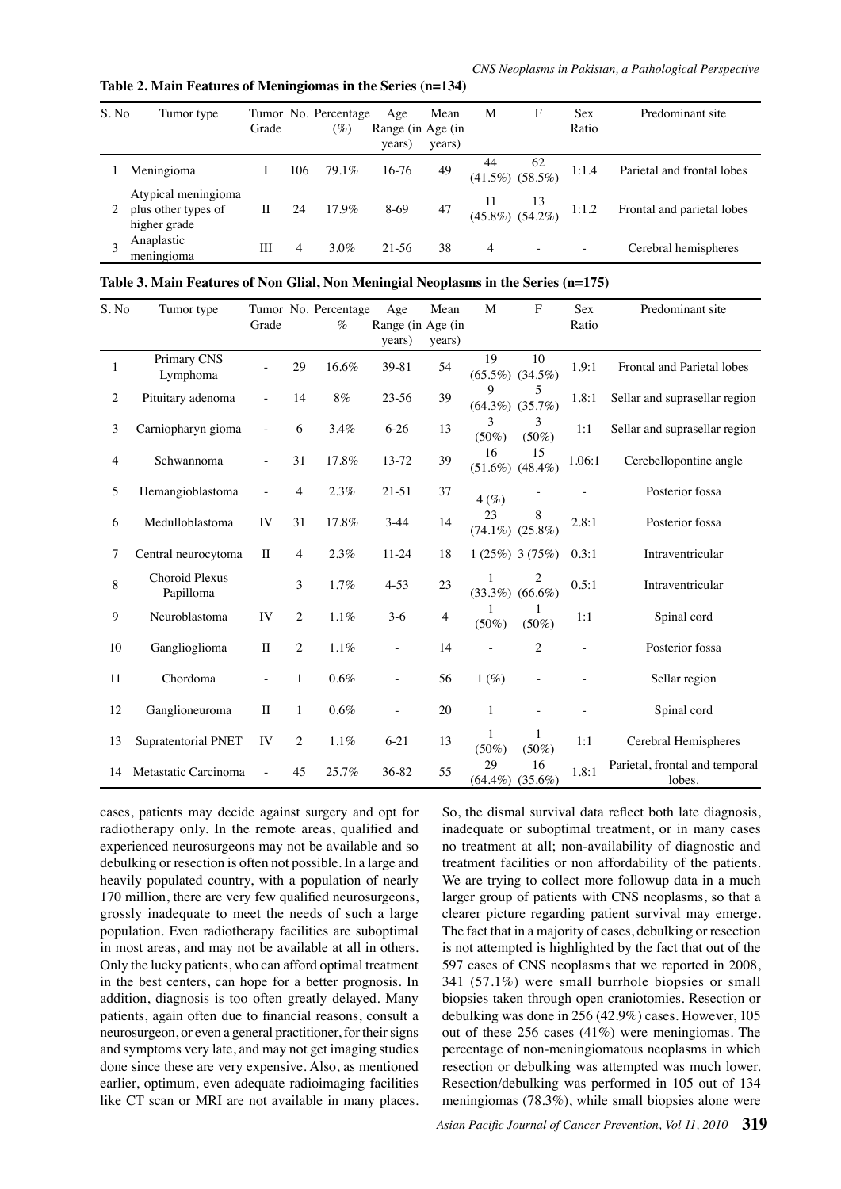**Table 2. Main Features of Meningiomas in the Series (n=134)**

| S. No | Tumor type | Tumor Grade | No. | Percentage (%) | Age Range (in years) | Mean Age (in years) | M | F | Sex Ratio | Predominant site |
|---|---|---|---|---|---|---|---|---|---|---|
| 1 | Meningioma | I | 106 | 79.1% | 16-76 | 49 | 44 (41.5%) | 62 (58.5%) | 1:1.4 | Parietal and frontal lobes |
| 2 | Atypical meningioma plus other types of higher grade | II | 24 | 17.9% | 8-69 | 47 | 11 (45.8%) | 13 (54.2%) | 1:1.2 | Frontal and parietal lobes |
| 3 | Anaplastic meningioma | III | 4 | 3.0% | 21-56 | 38 | 4 | - | - | Cerebral hemispheres |

**Table 3. Main Features of Non Glial, Non Meningial Neoplasms in the Series (n=175)**

| S. No | Tumor type | Tumor Grade | No. | Percentage % | Age Range (in years) | Mean Age (in years) | M | F | Sex Ratio | Predominant site |
|---|---|---|---|---|---|---|---|---|---|---|
| 1 | Primary CNS Lymphoma | - | 29 | 16.6% | 39-81 | 54 | 19 (65.5%) | 10 (34.5%) | 1.9:1 | Frontal and Parietal lobes |
| 2 | Pituitary adenoma | - | 14 | 8% | 23-56 | 39 | 9 (64.3%) | 5 (35.7%) | 1.8:1 | Sellar and suprasellar region |
| 3 | Carniopharyn gioma | - | 6 | 3.4% | 6-26 | 13 | 3 (50%) | 3 (50%) | 1:1 | Sellar and suprasellar region |
| 4 | Schwannoma | - | 31 | 17.8% | 13-72 | 39 | 16 (51.6%) | 15 (48.4%) | 1.06:1 | Cerebellopontine angle |
| 5 | Hemangioblastoma | - | 4 | 2.3% | 21-51 | 37 | 4 (%) | - | - | Posterior fossa |
| 6 | Medulloblastoma | IV | 31 | 17.8% | 3-44 | 14 | 23 (74.1%) | 8 (25.8%) | 2.8:1 | Posterior fossa |
| 7 | Central neurocytoma | II | 4 | 2.3% | 11-24 | 18 | 1 (25%) | 3 (75%) | 0.3:1 | Intraventricular |
| 8 | Choroid Plexus Papilloma | | 3 | 1.7% | 4-53 | 23 | 1 (33.3%) | 2 (66.6%) | 0.5:1 | Intraventricular |
| 9 | Neuroblastoma | IV | 2 | 1.1% | 3-6 | 4 | 1 (50%) | 1 (50%) | 1:1 | Spinal cord |
| 10 | Ganglioglioma | II | 2 | 1.1% | - | 14 | - | 2 | - | Posterior fossa |
| 11 | Chordoma | - | 1 | 0.6% | - | 56 | 1 (%) | - | - | Sellar region |
| 12 | Ganglioneuroma | II | 1 | 0.6% | - | 20 | 1 | - | - | Spinal cord |
| 13 | Supratentorial PNET | IV | 2 | 1.1% | 6-21 | 13 | 1 (50%) | 1 (50%) | 1:1 | Cerebral Hemispheres |
| 14 | Metastatic Carcinoma | - | 45 | 25.7% | 36-82 | 55 | 29 (64.4%) | 16 (35.6%) | 1.8:1 | Parietal, frontal and temporal lobes. |

cases, patients may decide against surgery and opt for radiotherapy only. In the remote areas, qualified and experienced neurosurgeons may not be available and so debulking or resection is often not possible. In a large and heavily populated country, with a population of nearly 170 million, there are very few qualified neurosurgeons, grossly inadequate to meet the needs of such a large population. Even radiotherapy facilities are suboptimal in most areas, and may not be available at all in others. Only the lucky patients, who can afford optimal treatment in the best centers, can hope for a better prognosis. In addition, diagnosis is too often greatly delayed. Many patients, again often due to financial reasons, consult a neurosurgeon, or even a general practitioner, for their signs and symptoms very late, and may not get imaging studies done since these are very expensive. Also, as mentioned earlier, optimum, even adequate radioimaging facilities like CT scan or MRI are not available in many places. So, the dismal survival data reflect both late diagnosis, inadequate or suboptimal treatment, or in many cases no treatment at all; non-availability of diagnostic and treatment facilities or non affordability of the patients. We are trying to collect more followup data in a much larger group of patients with CNS neoplasms, so that a clearer picture regarding patient survival may emerge. The fact that in a majority of cases, debulking or resection is not attempted is highlighted by the fact that out of the 597 cases of CNS neoplasms that we reported in 2008, 341 (57.1%) were small burrhole biopsies or small biopsies taken through open craniotomies. Resection or debulking was done in 256 (42.9%) cases. However, 105 out of these 256 cases (41%) were meningiomas. The percentage of non-meningiomatous neoplasms in which resection or debulking was attempted was much lower. Resection/debulking was performed in 105 out of 134 meningiomas (78.3%), while small biopsies alone were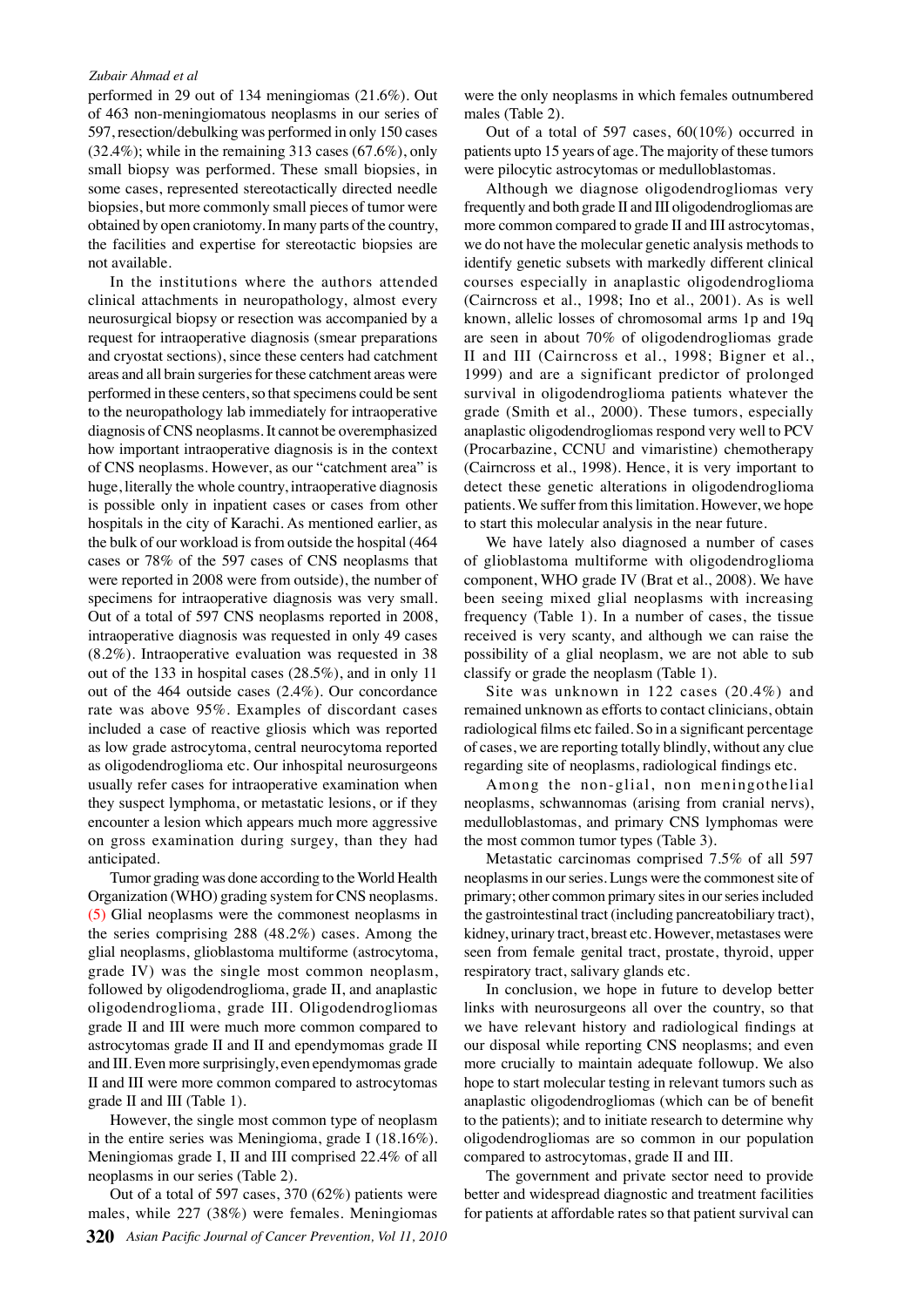performed in 29 out of 134 meningiomas (21.6%). Out of 463 non-meningiomatous neoplasms in our series of 597, resection/debulking was performed in only 150 cases (32.4%); while in the remaining 313 cases (67.6%), only small biopsy was performed. These small biopsies, in some cases, represented stereotactically directed needle biopsies, but more commonly small pieces of tumor were obtained by open craniotomy. In many parts of the country, the facilities and expertise for stereotactic biopsies are not available.

In the institutions where the authors attended clinical attachments in neuropathology, almost every neurosurgical biopsy or resection was accompanied by a request for intraoperative diagnosis (smear preparations and cryostat sections), since these centers had catchment areas and all brain surgeries for these catchment areas were performed in these centers, so that specimens could be sent to the neuropathology lab immediately for intraoperative diagnosis of CNS neoplasms. It cannot be overemphasized how important intraoperative diagnosis is in the context of CNS neoplasms. However, as our "catchment area" is huge, literally the whole country, intraoperative diagnosis is possible only in inpatient cases or cases from other hospitals in the city of Karachi. As mentioned earlier, as the bulk of our workload is from outside the hospital (464 cases or 78% of the 597 cases of CNS neoplasms that were reported in 2008 were from outside), the number of specimens for intraoperative diagnosis was very small. Out of a total of 597 CNS neoplasms reported in 2008, intraoperative diagnosis was requested in only 49 cases (8.2%). Intraoperative evaluation was requested in 38 out of the 133 in hospital cases (28.5%), and in only 11 out of the 464 outside cases (2.4%). Our concordance rate was above 95%. Examples of discordant cases included a case of reactive gliosis which was reported as low grade astrocytoma, central neurocytoma reported as oligodendroglioma etc. Our inhospital neurosurgeons usually refer cases for intraoperative examination when they suspect lymphoma, or metastatic lesions, or if they encounter a lesion which appears much more aggressive on gross examination during surgey, than they had anticipated.

Tumor grading was done according to the World Health Organization (WHO) grading system for CNS neoplasms. (5) Glial neoplasms were the commonest neoplasms in the series comprising 288 (48.2%) cases. Among the glial neoplasms, glioblastoma multiforme (astrocytoma, grade IV) was the single most common neoplasm, followed by oligodendroglioma, grade II, and anaplastic oligodendroglioma, grade III. Oligodendrogliomas grade II and III were much more common compared to astrocytomas grade II and II and ependymomas grade II and III. Even more surprisingly, even ependymomas grade II and III were more common compared to astrocytomas grade II and III (Table 1).

However, the single most common type of neoplasm in the entire series was Meningioma, grade I (18.16%). Meningiomas grade I, II and III comprised 22.4% of all neoplasms in our series (Table 2).

Out of a total of 597 cases, 370 (62%) patients were males, while 227 (38%) were females. Meningiomas were the only neoplasms in which females outnumbered males (Table 2).

Out of a total of 597 cases, 60(10%) occurred in patients upto 15 years of age. The majority of these tumors were pilocytic astrocytomas or medulloblastomas.

Although we diagnose oligodendrogliomas very frequently and both grade II and III oligodendrogliomas are more common compared to grade II and III astrocytomas, we do not have the molecular genetic analysis methods to identify genetic subsets with markedly different clinical courses especially in anaplastic oligodendroglioma (Cairncross et al., 1998; Ino et al., 2001). As is well known, allelic losses of chromosomal arms 1p and 19q are seen in about 70% of oligodendrogliomas grade II and III (Cairncross et al., 1998; Bigner et al., 1999) and are a significant predictor of prolonged survival in oligodendroglioma patients whatever the grade (Smith et al., 2000). These tumors, especially anaplastic oligodendrogliomas respond very well to PCV (Procarbazine, CCNU and vimaristine) chemotherapy (Cairncross et al., 1998). Hence, it is very important to detect these genetic alterations in oligodendroglioma patients. We suffer from this limitation. However, we hope to start this molecular analysis in the near future.

We have lately also diagnosed a number of cases of glioblastoma multiforme with oligodendroglioma component, WHO grade IV (Brat et al., 2008). We have been seeing mixed glial neoplasms with increasing frequency (Table 1). In a number of cases, the tissue received is very scanty, and although we can raise the possibility of a glial neoplasm, we are not able to sub classify or grade the neoplasm (Table 1).

Site was unknown in 122 cases (20.4%) and remained unknown as efforts to contact clinicians, obtain radiological films etc failed. So in a significant percentage of cases, we are reporting totally blindly, without any clue regarding site of neoplasms, radiological findings etc.

Among the non-glial, non meningothelial neoplasms, schwannomas (arising from cranial nervs), medulloblastomas, and primary CNS lymphomas were the most common tumor types (Table 3).

Metastatic carcinomas comprised 7.5% of all 597 neoplasms in our series. Lungs were the commonest site of primary; other common primary sites in our series included the gastrointestinal tract (including pancreatobiliary tract), kidney, urinary tract, breast etc. However, metastases were seen from female genital tract, prostate, thyroid, upper respiratory tract, salivary glands etc.

In conclusion, we hope in future to develop better links with neurosurgeons all over the country, so that we have relevant history and radiological findings at our disposal while reporting CNS neoplasms; and even more crucially to maintain adequate followup. We also hope to start molecular testing in relevant tumors such as anaplastic oligodendrogliomas (which can be of benefit to the patients); and to initiate research to determine why oligodendrogliomas are so common in our population compared to astrocytomas, grade II and III.

The government and private sector need to provide better and widespread diagnostic and treatment facilities for patients at affordable rates so that patient survival can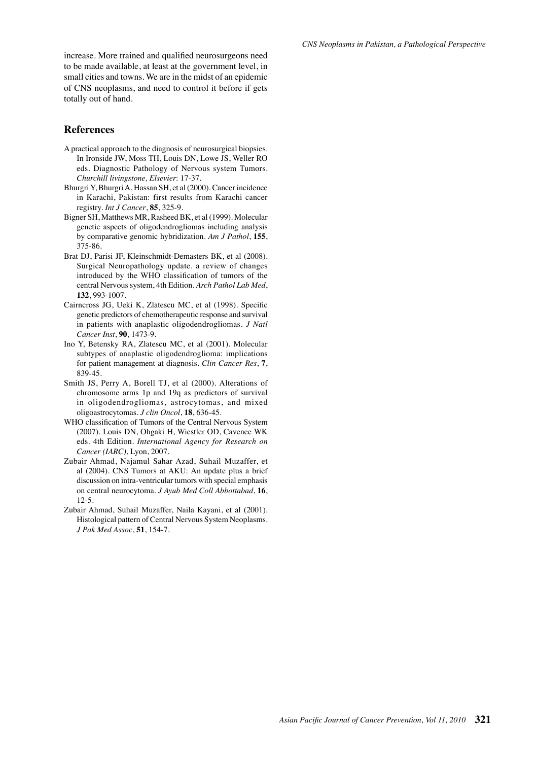increase. More trained and qualified neurosurgeons need to be made available, at least at the government level, in small cities and towns. We are in the midst of an epidemic of CNS neoplasms, and need to control it before if gets totally out of hand.

## References

A practical approach to the diagnosis of neurosurgical biopsies. In Ironside JW, Moss TH, Louis DN, Lowe JS, Weller RO eds. Diagnostic Pathology of Nervous system Tumors. *Churchill livingstone, Elsevier*: 17-37.

Bhurgri Y, Bhurgri A, Hassan SH, et al (2000). Cancer incidence in Karachi, Pakistan: first results from Karachi cancer registry. *Int J Cancer*, **85**, 325-9.

Bigner SH, Matthews MR, Rasheed BK, et al (1999). Molecular genetic aspects of oligodendrogliomas including analysis by comparative genomic hybridization. *Am J Pathol*, **155**, 375-86.

Brat DJ, Parisi JF, Kleinschmidt-Demasters BK, et al (2008). Surgical Neuropathology update. a review of changes introduced by the WHO classification of tumors of the central Nervous system, 4th Edition. *Arch Pathol Lab Med*, **132**, 993-1007.

Cairncross JG, Ueki K, Zlatescu MC, et al (1998). Specific genetic predictors of chemotherapeutic response and survival in patients with anaplastic oligodendrogliomas. *J Natl Cancer Inst*, **90**, 1473-9.

Ino Y, Betensky RA, Zlatescu MC, et al (2001). Molecular subtypes of anaplastic oligodendroglioma: implications for patient management at diagnosis. *Clin Cancer Res*, **7**, 839-45.

Smith JS, Perry A, Borell TJ, et al (2000). Alterations of chromosome arms 1p and 19q as predictors of survival in oligodendrogliomas, astrocytomas, and mixed oligoastrocytomas. *J clin Oncol*, **18**, 636-45.

WHO classification of Tumors of the Central Nervous System (2007). Louis DN, Ohgaki H, Wiestler OD, Cavenee WK eds. 4th Edition. *International Agency for Research on Cancer (IARC)*, Lyon, 2007.

Zubair Ahmad, Najamul Sahar Azad, Suhail Muzaffer, et al (2004). CNS Tumors at AKU: An update plus a brief discussion on intra-ventricular tumors with special emphasis on central neurocytoma. *J Ayub Med Coll Abbottabad*, **16**, 12-5.

Zubair Ahmad, Suhail Muzaffer, Naila Kayani, et al (2001). Histological pattern of Central Nervous System Neoplasms. *J Pak Med Assoc*, **51**, 154-7.